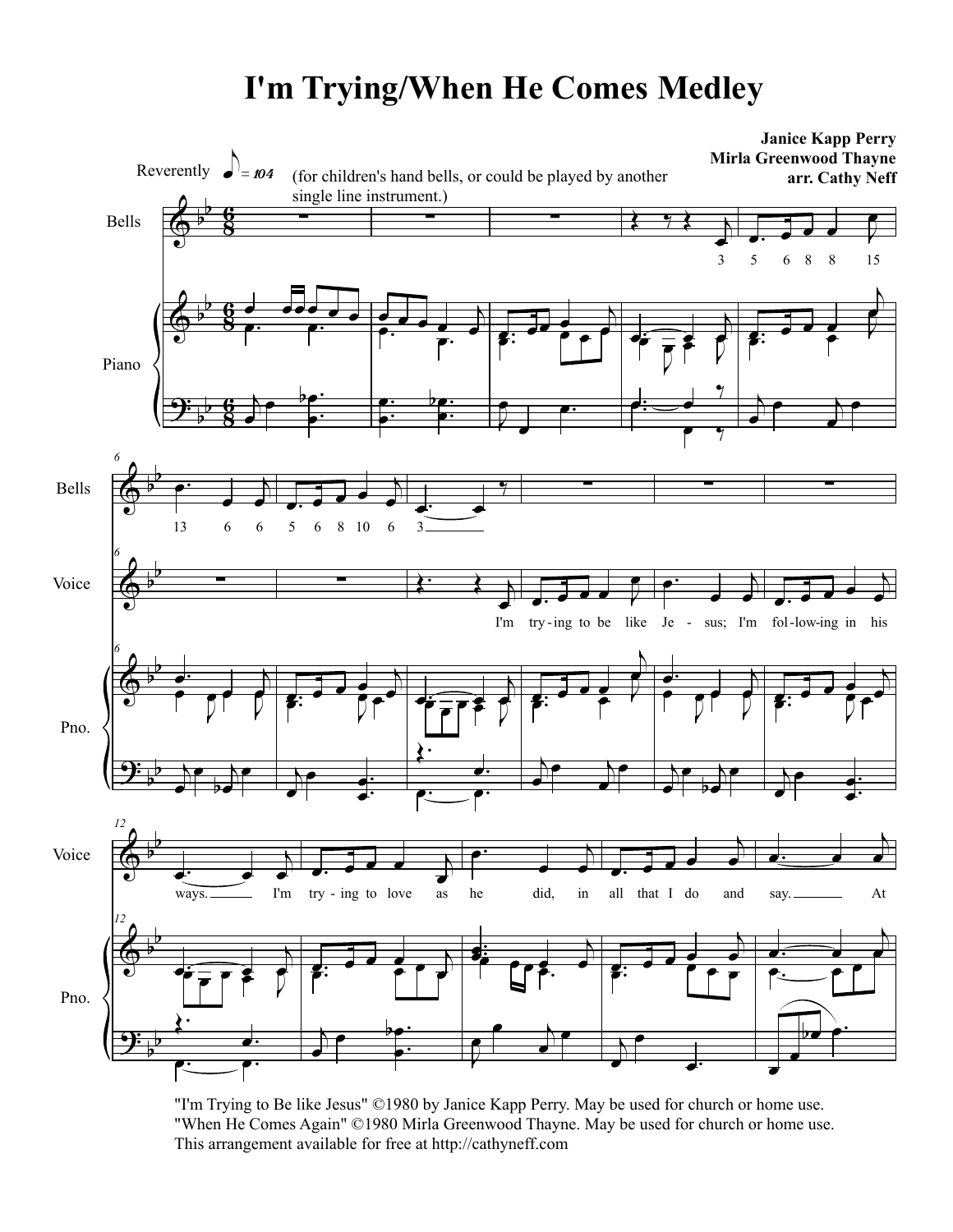# I'm Trying/When He Comes Medley

**Janice Kapp Perry**
**Mirla Greenwood Thayne**
**arr. Cathy Neff**

Reverently ♪ = 104 (for children's hand bells, or could be played by another single line instrument.)

"I'm Trying to Be like Jesus" ©1980 by Janice Kapp Perry. May be used for church or home use.
"When He Comes Again" ©1980 Mirla Greenwood Thayne. May be used for church or home use.
This arrangement available for free at http://cathyneff.com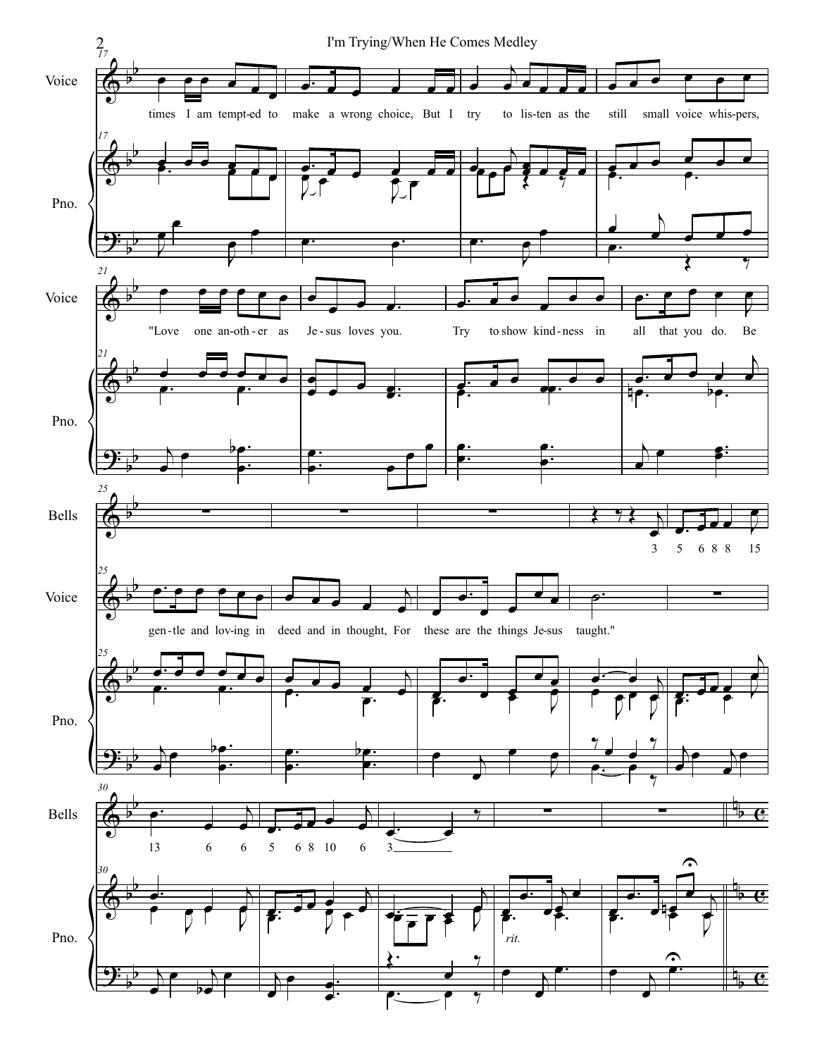Voice

times I am tempt-ed to make a wrong choice, But I try to lis-ten as the still small voice whis-pers,

"Love one an-oth-er as Je-sus loves you. Try to show kind-ness in all that you do. Be

gen-tle and lov-ing in deed and in thought, For these are the things Je-sus taught."

Bells

3 5 6 8 8 15

13 6 6 5 6 8 10 6 3

*rit.*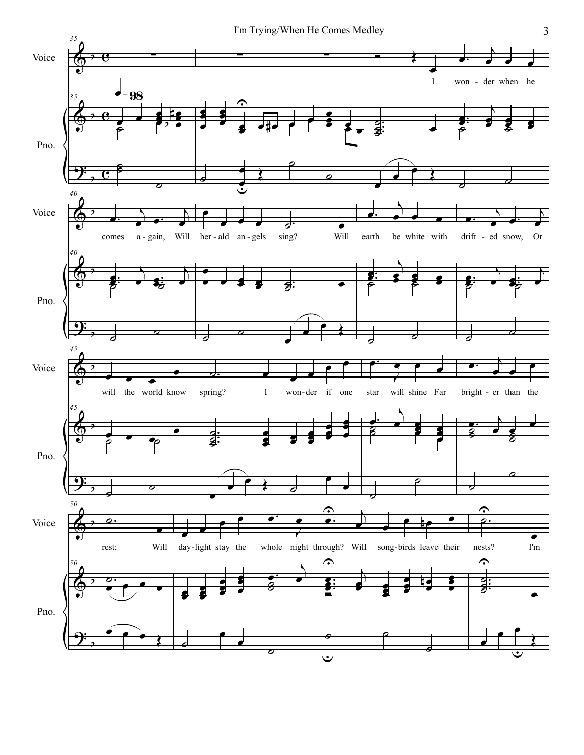I wonder when he comes again, Will herald angels sing? Will earth be white with drifted snow, Or will the world know spring? I wonder if one star will shine Far brighter than the rest; Will daylight stay the whole night through? Will songbirds leave their nests? I'm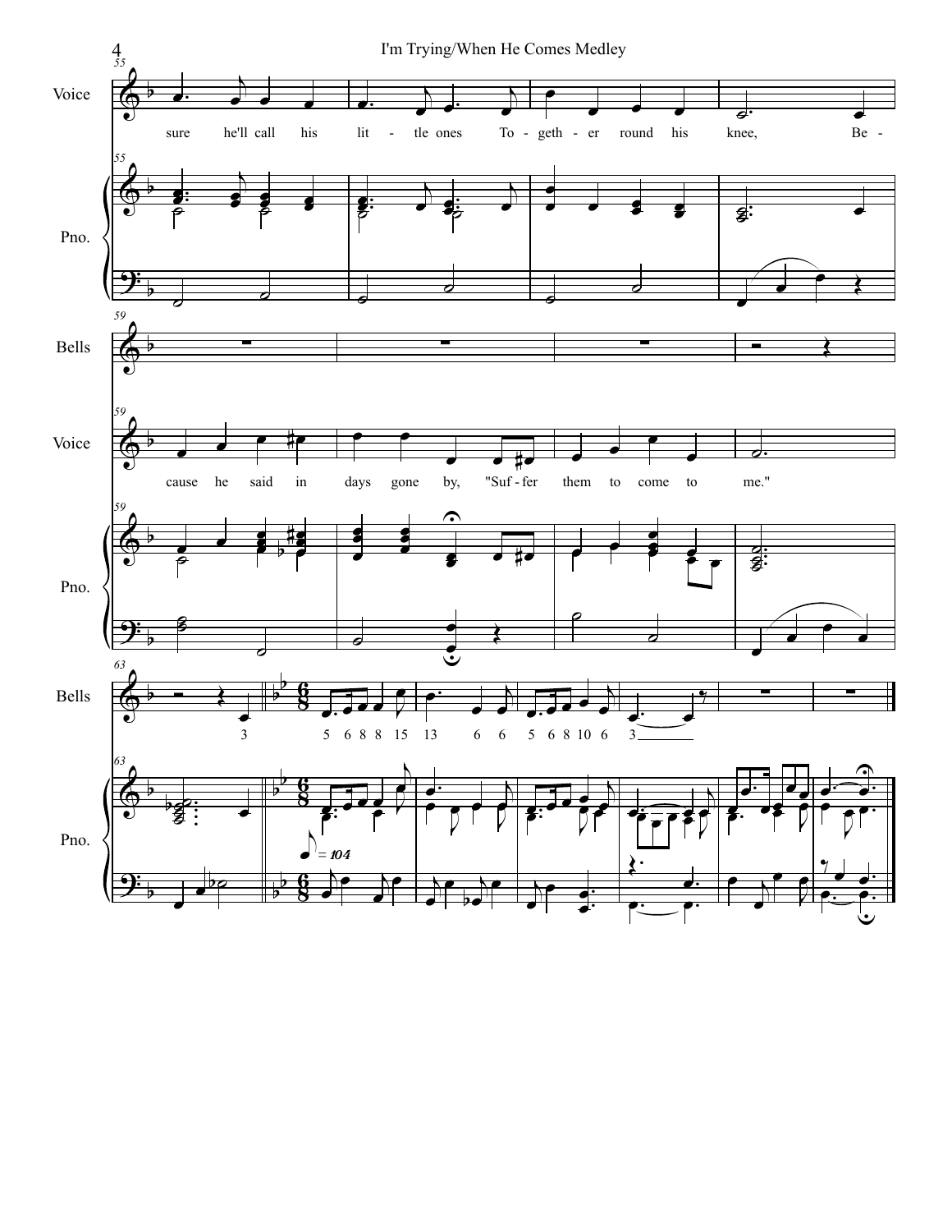Voice

sure he'll call his lit - tle ones To - geth - er round his knee, Be -

Pno.

Bells

Voice

cause he said in days gone by, "Suf - fer them to come to me."

Pno.

Bells

3 5 6 8 8 15 13 6 6 5 6 8 10 6 3

Pno.

= 104